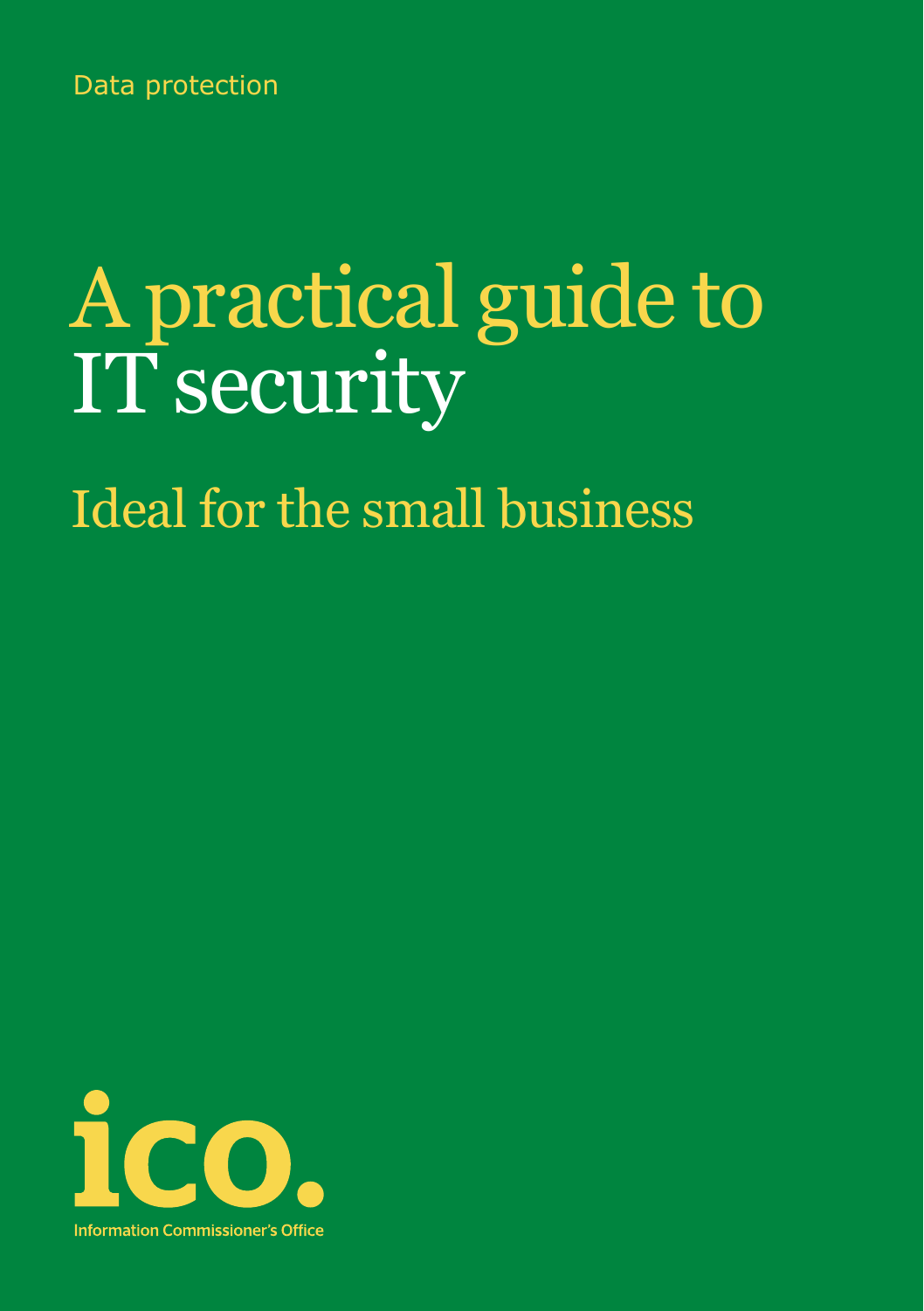Data protection

# A practical guide to IT security

## Ideal for the small business

ico.

Information Commissioner's Office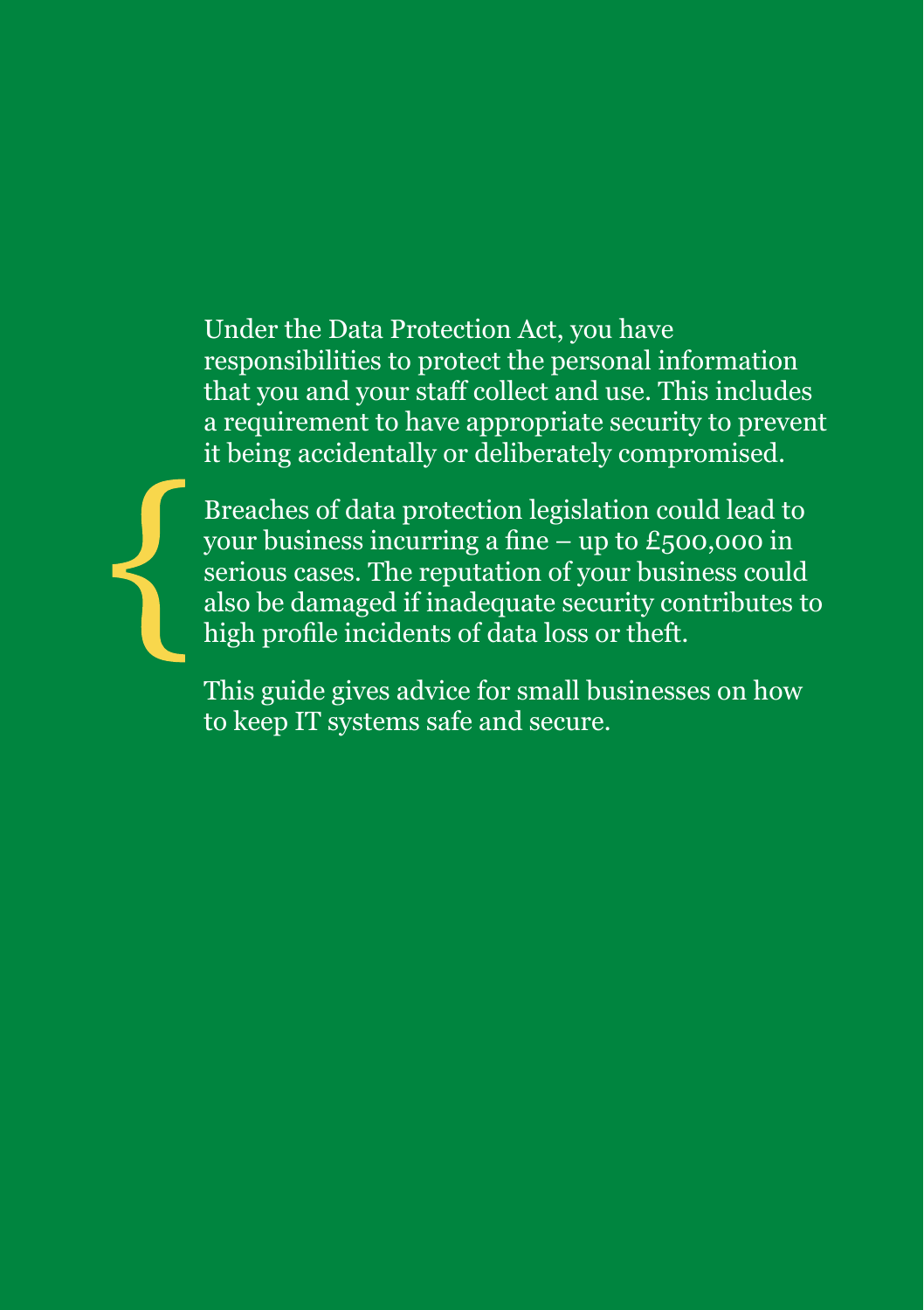Under the Data Protection Act, you have responsibilities to protect the personal information that you and your staff collect and use. This includes a requirement to have appropriate security to prevent it being accidentally or deliberately compromised.

Breaches of data protection legislation could lead to your business incurring a fine – up to £500,000 in serious cases. The reputation of your business could also be damaged if inadequate security contributes to high profile incidents of data loss or theft.

This guide gives advice for small businesses on how to keep IT systems safe and secure.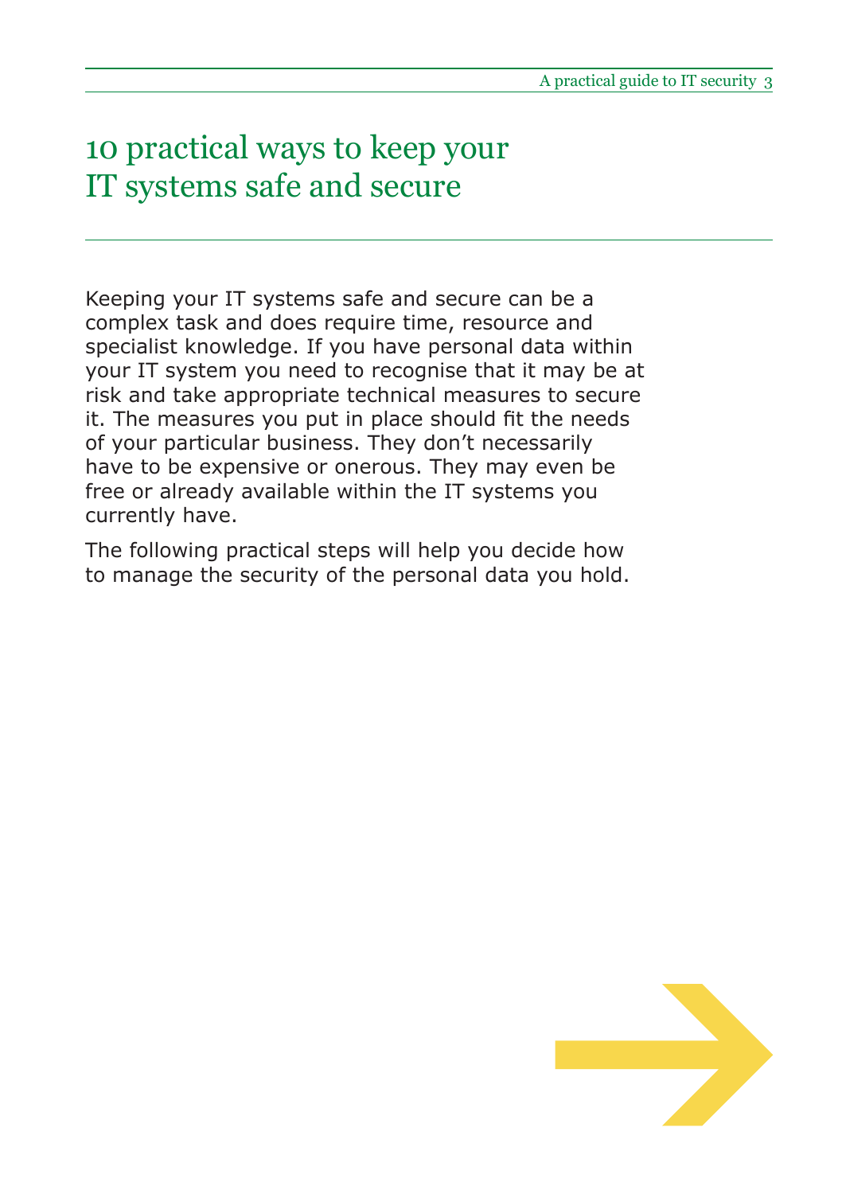# 10 practical ways to keep your IT systems safe and secure

Keeping your IT systems safe and secure can be a complex task and does require time, resource and specialist knowledge. If you have personal data within your IT system you need to recognise that it may be at risk and take appropriate technical measures to secure it. The measures you put in place should fit the needs of your particular business. They don't necessarily have to be expensive or onerous. They may even be free or already available within the IT systems you currently have.

The following practical steps will help you decide how to manage the security of the personal data you hold.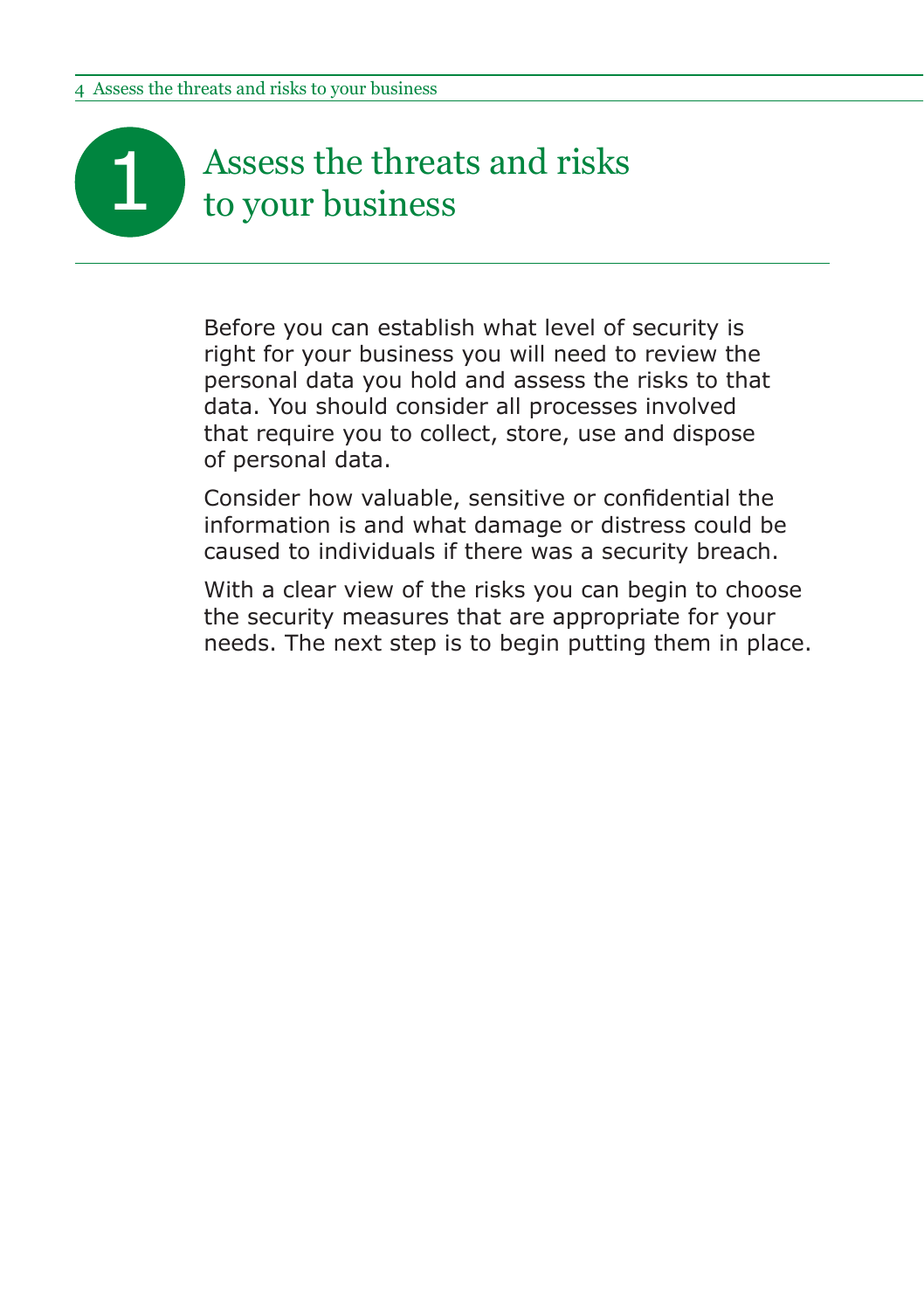# 1 Assess the threats and risks to your business

Before you can establish what level of security is right for your business you will need to review the personal data you hold and assess the risks to that data. You should consider all processes involved that require you to collect, store, use and dispose of personal data.

Consider how valuable, sensitive or confidential the information is and what damage or distress could be caused to individuals if there was a security breach.

With a clear view of the risks you can begin to choose the security measures that are appropriate for your needs. The next step is to begin putting them in place.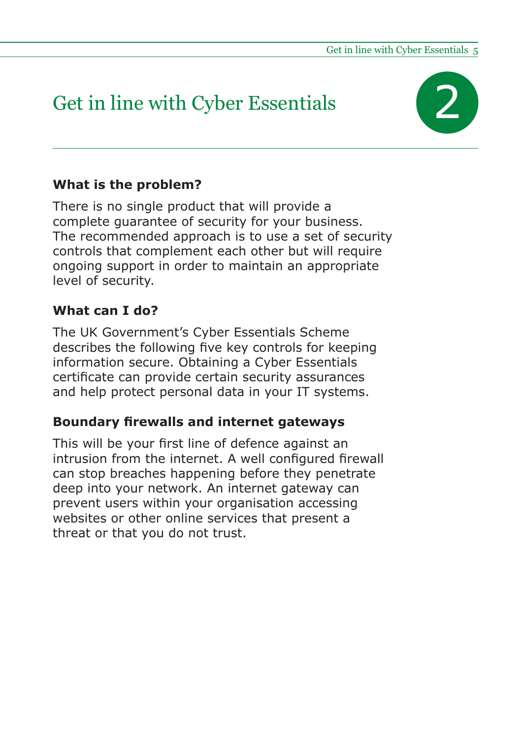# Get in line with Cyber Essentials

2

### What is the problem?

There is no single product that will provide a complete guarantee of security for your business. The recommended approach is to use a set of security controls that complement each other but will require ongoing support in order to maintain an appropriate level of security.

### What can I do?

The UK Government's Cyber Essentials Scheme describes the following five key controls for keeping information secure. Obtaining a Cyber Essentials certificate can provide certain security assurances and help protect personal data in your IT systems.

### Boundary firewalls and internet gateways

This will be your first line of defence against an intrusion from the internet. A well configured firewall can stop breaches happening before they penetrate deep into your network. An internet gateway can prevent users within your organisation accessing websites or other online services that present a threat or that you do not trust.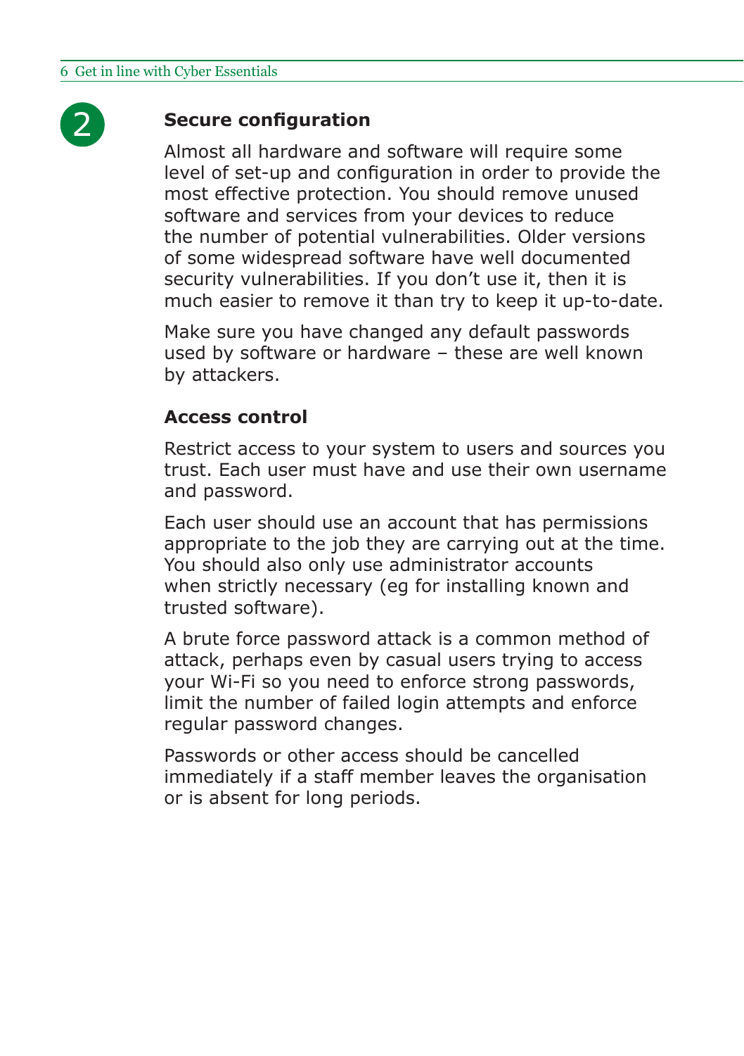2

## Secure configuration

Almost all hardware and software will require some level of set-up and configuration in order to provide the most effective protection. You should remove unused software and services from your devices to reduce the number of potential vulnerabilities. Older versions of some widespread software have well documented security vulnerabilities. If you don't use it, then it is much easier to remove it than try to keep it up-to-date.

Make sure you have changed any default passwords used by software or hardware – these are well known by attackers.

## Access control

Restrict access to your system to users and sources you trust. Each user must have and use their own username and password.

Each user should use an account that has permissions appropriate to the job they are carrying out at the time. You should also only use administrator accounts when strictly necessary (eg for installing known and trusted software).

A brute force password attack is a common method of attack, perhaps even by casual users trying to access your Wi-Fi so you need to enforce strong passwords, limit the number of failed login attempts and enforce regular password changes.

Passwords or other access should be cancelled immediately if a staff member leaves the organisation or is absent for long periods.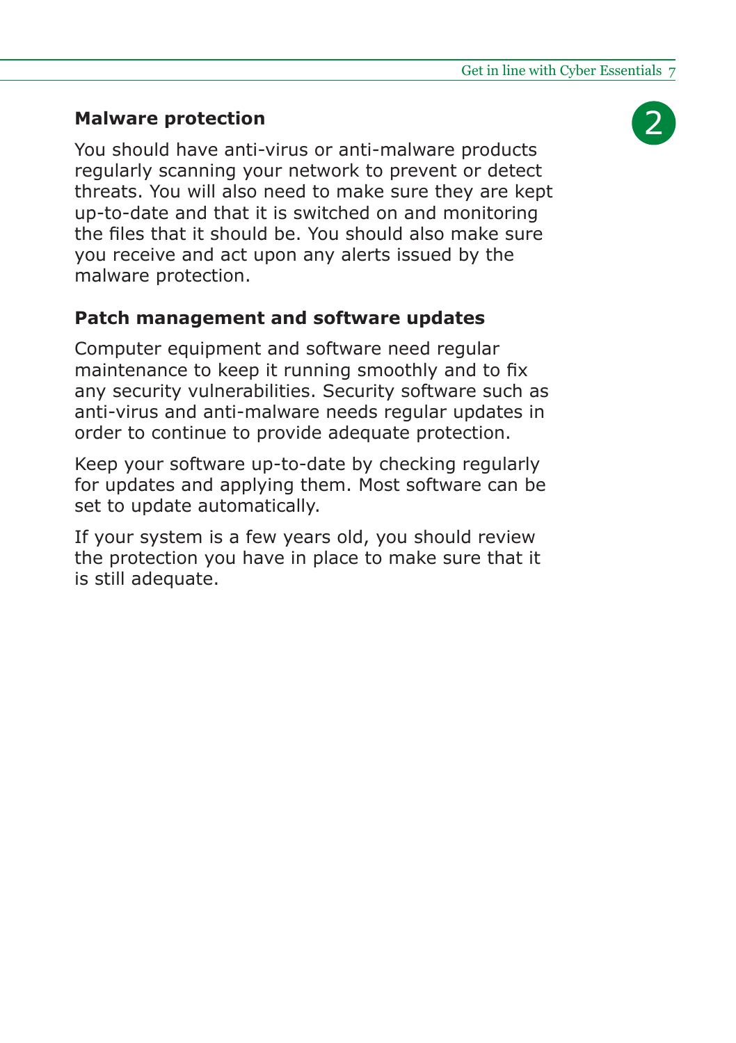**Malware protection**

You should have anti-virus or anti-malware products regularly scanning your network to prevent or detect threats. You will also need to make sure they are kept up-to-date and that it is switched on and monitoring the files that it should be. You should also make sure you receive and act upon any alerts issued by the malware protection.

**Patch management and software updates**

Computer equipment and software need regular maintenance to keep it running smoothly and to fix any security vulnerabilities. Security software such as anti-virus and anti-malware needs regular updates in order to continue to provide adequate protection.

Keep your software up-to-date by checking regularly for updates and applying them. Most software can be set to update automatically.

If your system is a few years old, you should review the protection you have in place to make sure that it is still adequate.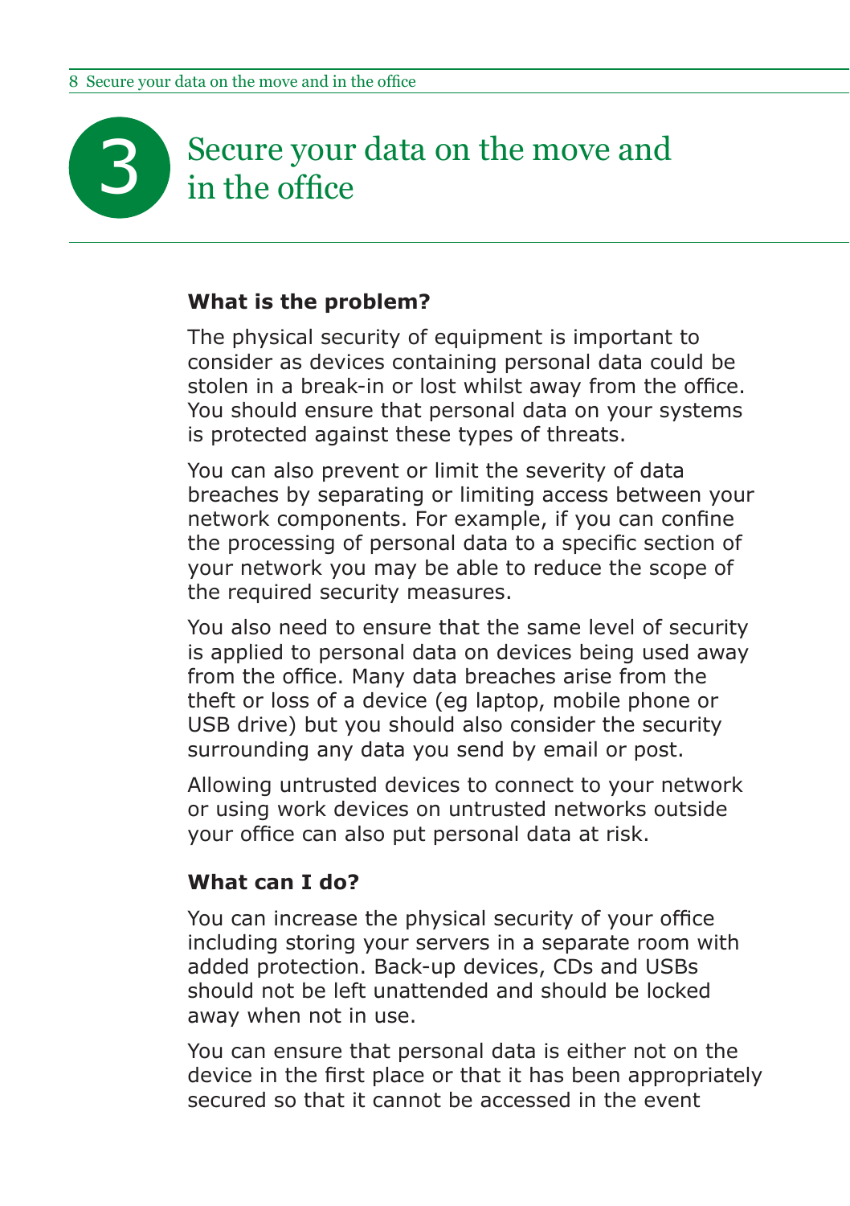# 3 Secure your data on the move and in the office

**What is the problem?**

The physical security of equipment is important to consider as devices containing personal data could be stolen in a break-in or lost whilst away from the office. You should ensure that personal data on your systems is protected against these types of threats.

You can also prevent or limit the severity of data breaches by separating or limiting access between your network components. For example, if you can confine the processing of personal data to a specific section of your network you may be able to reduce the scope of the required security measures.

You also need to ensure that the same level of security is applied to personal data on devices being used away from the office. Many data breaches arise from the theft or loss of a device (eg laptop, mobile phone or USB drive) but you should also consider the security surrounding any data you send by email or post.

Allowing untrusted devices to connect to your network or using work devices on untrusted networks outside your office can also put personal data at risk.

**What can I do?**

You can increase the physical security of your office including storing your servers in a separate room with added protection. Back-up devices, CDs and USBs should not be left unattended and should be locked away when not in use.

You can ensure that personal data is either not on the device in the first place or that it has been appropriately secured so that it cannot be accessed in the event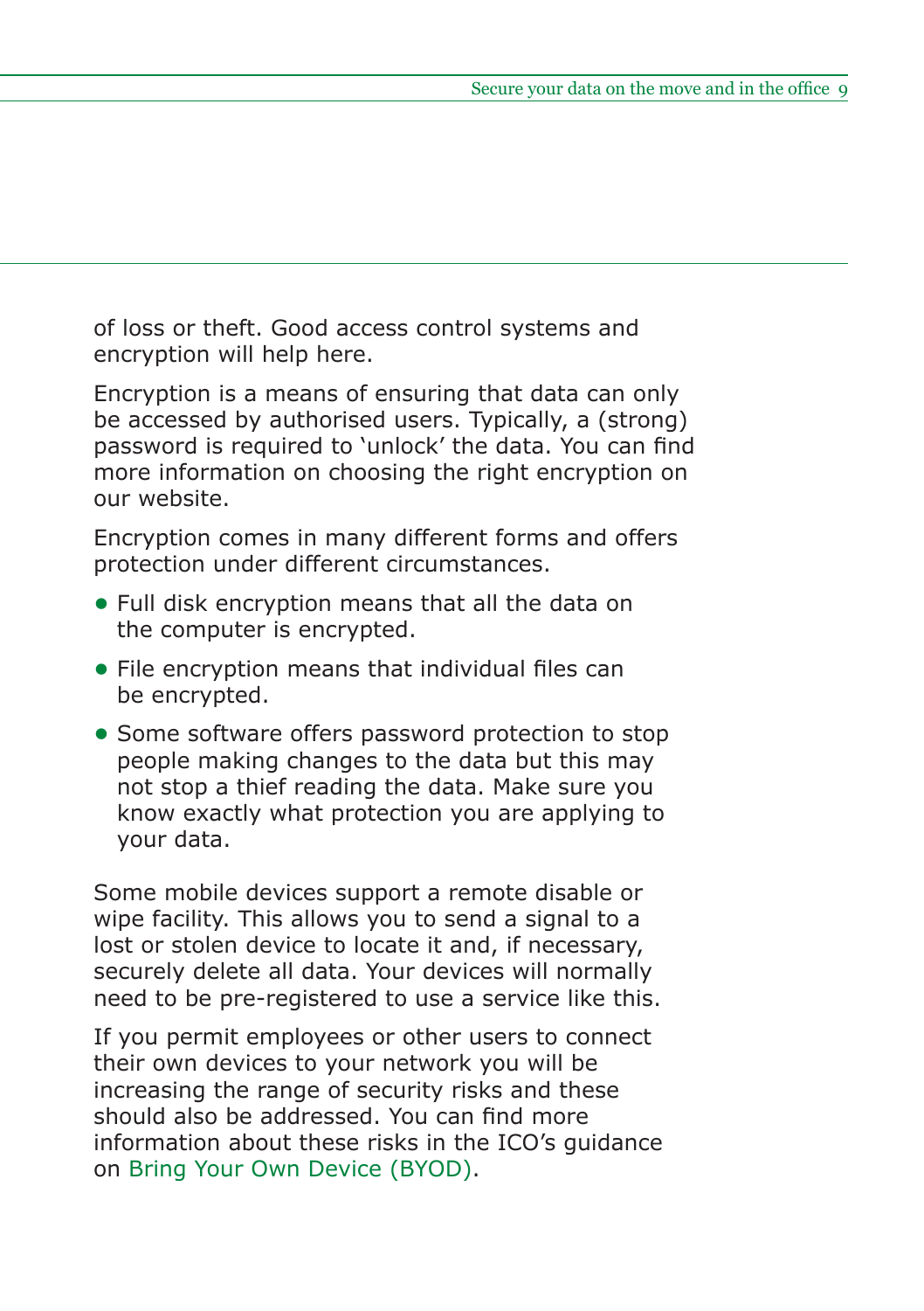of loss or theft. Good access control systems and encryption will help here.

Encryption is a means of ensuring that data can only be accessed by authorised users. Typically, a (strong) password is required to 'unlock' the data. You can find more information on choosing the right encryption on our website.

Encryption comes in many different forms and offers protection under different circumstances.

- Full disk encryption means that all the data on the computer is encrypted.
- File encryption means that individual files can be encrypted.
- Some software offers password protection to stop people making changes to the data but this may not stop a thief reading the data. Make sure you know exactly what protection you are applying to your data.

Some mobile devices support a remote disable or wipe facility. This allows you to send a signal to a lost or stolen device to locate it and, if necessary, securely delete all data. Your devices will normally need to be pre-registered to use a service like this.

If you permit employees or other users to connect their own devices to your network you will be increasing the range of security risks and these should also be addressed. You can find more information about these risks in the ICO's guidance on Bring Your Own Device (BYOD).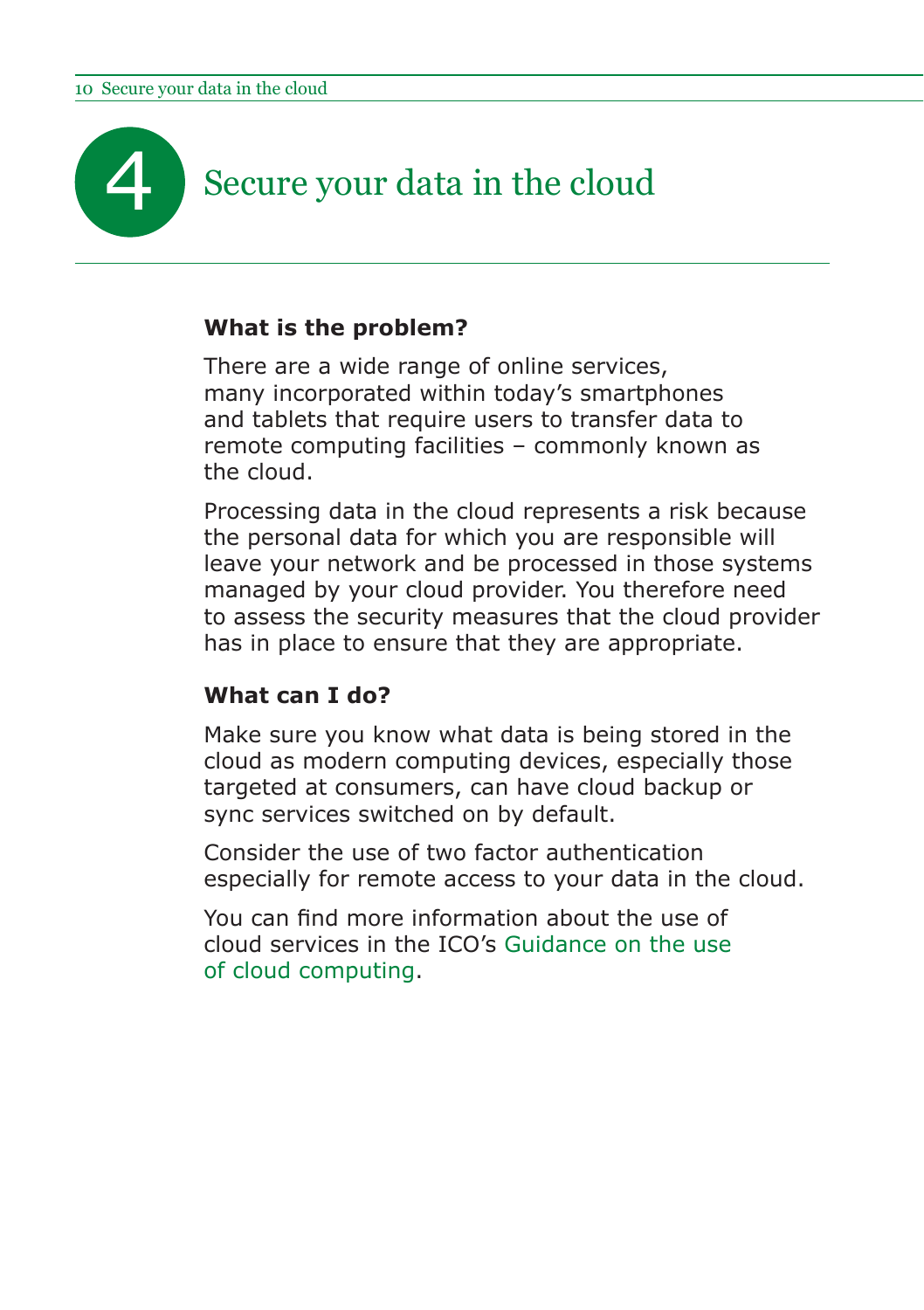# 4 Secure your data in the cloud

**What is the problem?**

There are a wide range of online services, many incorporated within today's smartphones and tablets that require users to transfer data to remote computing facilities – commonly known as the cloud.

Processing data in the cloud represents a risk because the personal data for which you are responsible will leave your network and be processed in those systems managed by your cloud provider. You therefore need to assess the security measures that the cloud provider has in place to ensure that they are appropriate.

**What can I do?**

Make sure you know what data is being stored in the cloud as modern computing devices, especially those targeted at consumers, can have cloud backup or sync services switched on by default.

Consider the use of two factor authentication especially for remote access to your data in the cloud.

You can find more information about the use of cloud services in the ICO's Guidance on the use of cloud computing.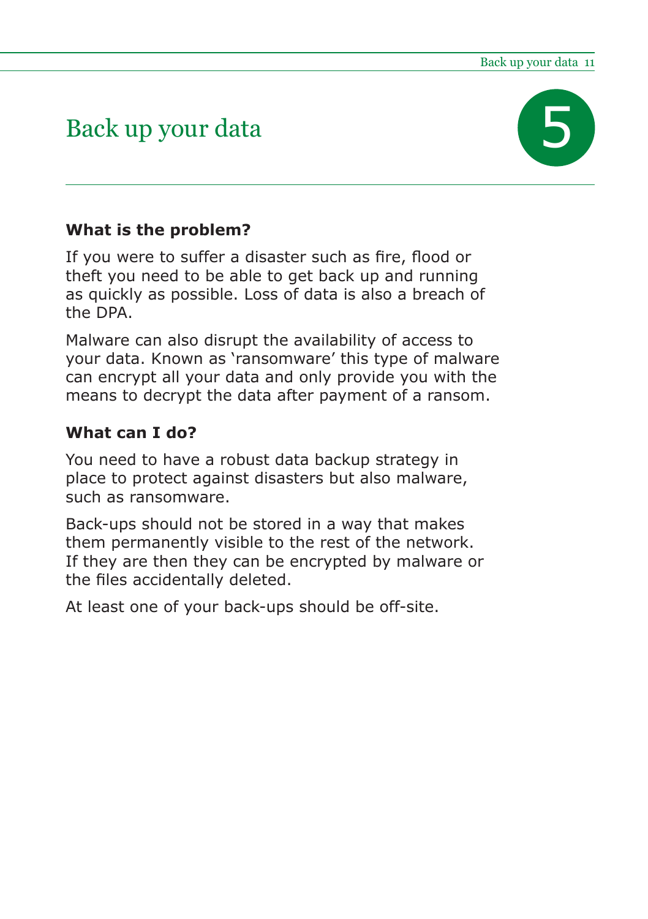# Back up your data

5

### What is the problem?

If you were to suffer a disaster such as fire, flood or theft you need to be able to get back up and running as quickly as possible. Loss of data is also a breach of the DPA.

Malware can also disrupt the availability of access to your data. Known as 'ransomware' this type of malware can encrypt all your data and only provide you with the means to decrypt the data after payment of a ransom.

### What can I do?

You need to have a robust data backup strategy in place to protect against disasters but also malware, such as ransomware.

Back-ups should not be stored in a way that makes them permanently visible to the rest of the network. If they are then they can be encrypted by malware or the files accidentally deleted.

At least one of your back-ups should be off-site.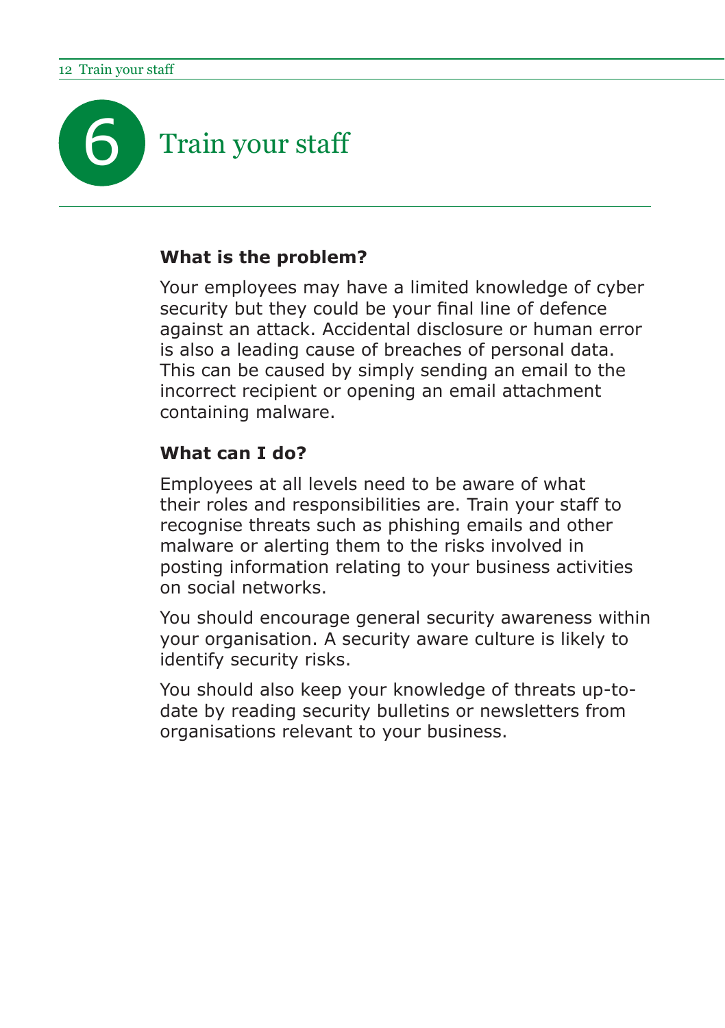# 6 Train your staff

### What is the problem?

Your employees may have a limited knowledge of cyber security but they could be your final line of defence against an attack. Accidental disclosure or human error is also a leading cause of breaches of personal data. This can be caused by simply sending an email to the incorrect recipient or opening an email attachment containing malware.

### What can I do?

Employees at all levels need to be aware of what their roles and responsibilities are. Train your staff to recognise threats such as phishing emails and other malware or alerting them to the risks involved in posting information relating to your business activities on social networks.

You should encourage general security awareness within your organisation. A security aware culture is likely to identify security risks.

You should also keep your knowledge of threats up-to-date by reading security bulletins or newsletters from organisations relevant to your business.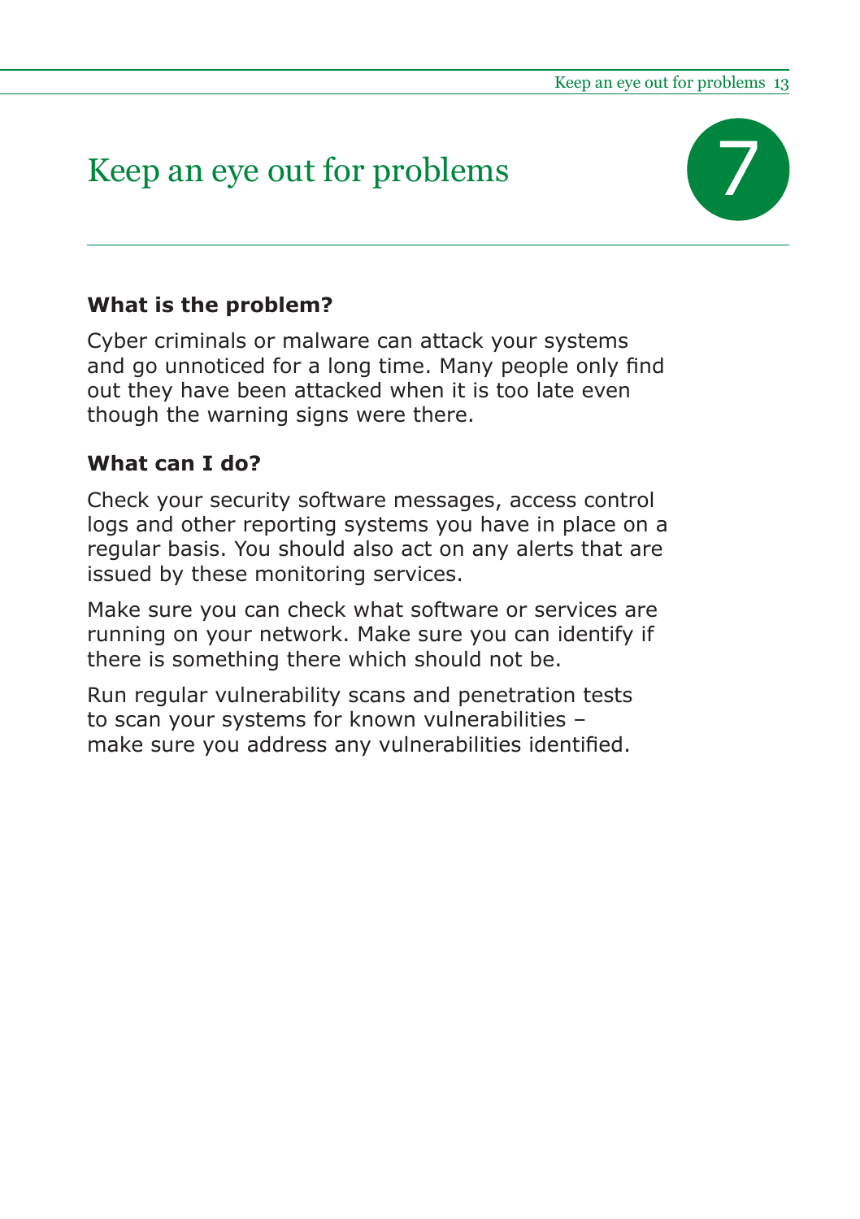# Keep an eye out for problems

7

### What is the problem?

Cyber criminals or malware can attack your systems and go unnoticed for a long time. Many people only find out they have been attacked when it is too late even though the warning signs were there.

### What can I do?

Check your security software messages, access control logs and other reporting systems you have in place on a regular basis. You should also act on any alerts that are issued by these monitoring services.

Make sure you can check what software or services are running on your network. Make sure you can identify if there is something there which should not be.

Run regular vulnerability scans and penetration tests to scan your systems for known vulnerabilities – make sure you address any vulnerabilities identified.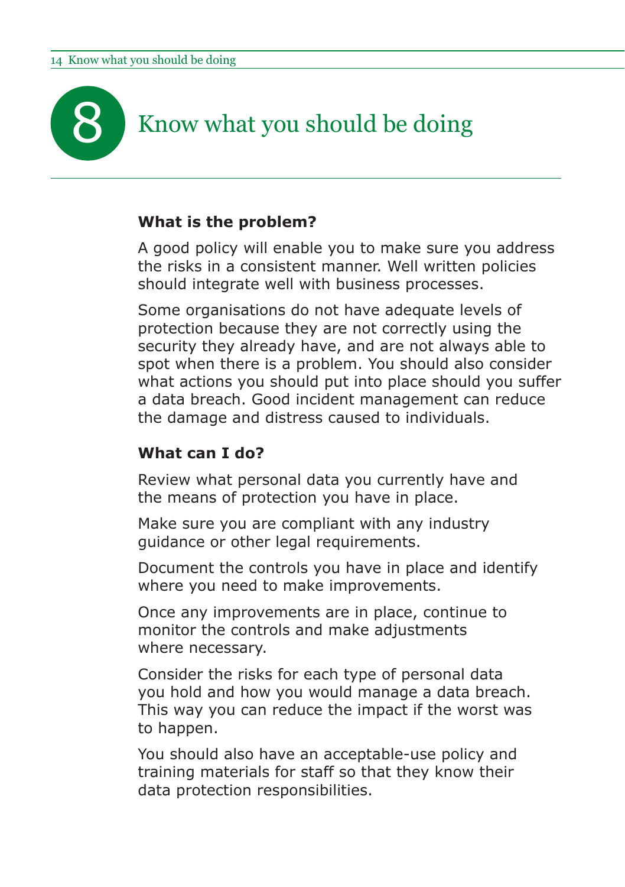# 8 Know what you should be doing

**What is the problem?**

A good policy will enable you to make sure you address the risks in a consistent manner. Well written policies should integrate well with business processes.

Some organisations do not have adequate levels of protection because they are not correctly using the security they already have, and are not always able to spot when there is a problem. You should also consider what actions you should put into place should you suffer a data breach. Good incident management can reduce the damage and distress caused to individuals.

**What can I do?**

Review what personal data you currently have and the means of protection you have in place.

Make sure you are compliant with any industry guidance or other legal requirements.

Document the controls you have in place and identify where you need to make improvements.

Once any improvements are in place, continue to monitor the controls and make adjustments where necessary.

Consider the risks for each type of personal data you hold and how you would manage a data breach. This way you can reduce the impact if the worst was to happen.

You should also have an acceptable-use policy and training materials for staff so that they know their data protection responsibilities.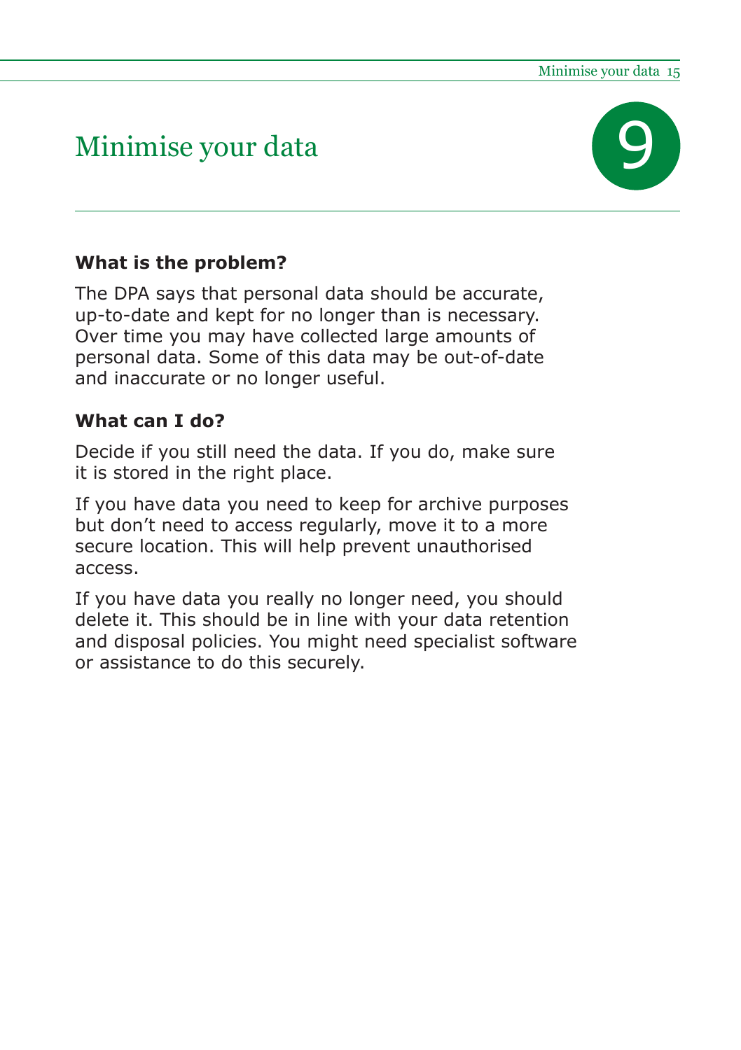# Minimise your data

9

**What is the problem?**

The DPA says that personal data should be accurate, up-to-date and kept for no longer than is necessary. Over time you may have collected large amounts of personal data. Some of this data may be out-of-date and inaccurate or no longer useful.

**What can I do?**

Decide if you still need the data. If you do, make sure it is stored in the right place.

If you have data you need to keep for archive purposes but don't need to access regularly, move it to a more secure location. This will help prevent unauthorised access.

If you have data you really no longer need, you should delete it. This should be in line with your data retention and disposal policies. You might need specialist software or assistance to do this securely.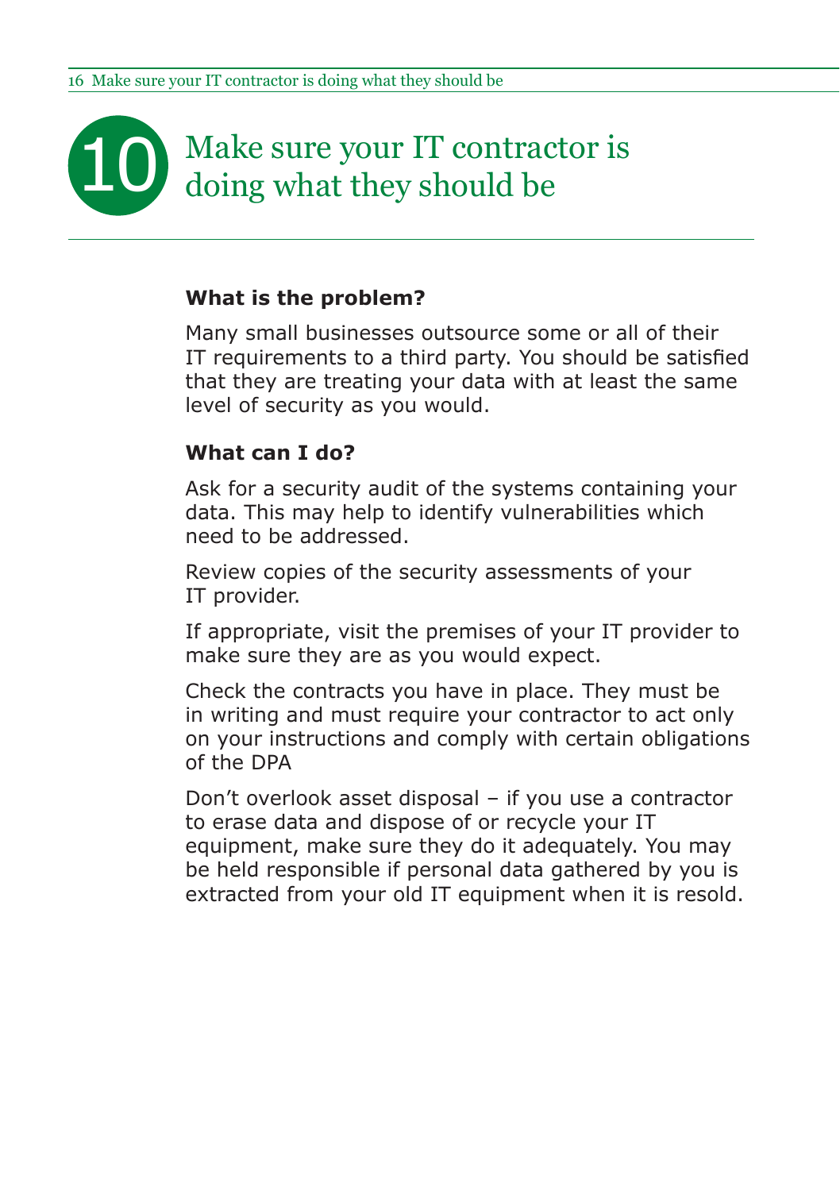# 10 Make sure your IT contractor is doing what they should be

**What is the problem?**

Many small businesses outsource some or all of their IT requirements to a third party. You should be satisfied that they are treating your data with at least the same level of security as you would.

**What can I do?**

Ask for a security audit of the systems containing your data. This may help to identify vulnerabilities which need to be addressed.

Review copies of the security assessments of your IT provider.

If appropriate, visit the premises of your IT provider to make sure they are as you would expect.

Check the contracts you have in place. They must be in writing and must require your contractor to act only on your instructions and comply with certain obligations of the DPA

Don’t overlook asset disposal – if you use a contractor to erase data and dispose of or recycle your IT equipment, make sure they do it adequately. You may be held responsible if personal data gathered by you is extracted from your old IT equipment when it is resold.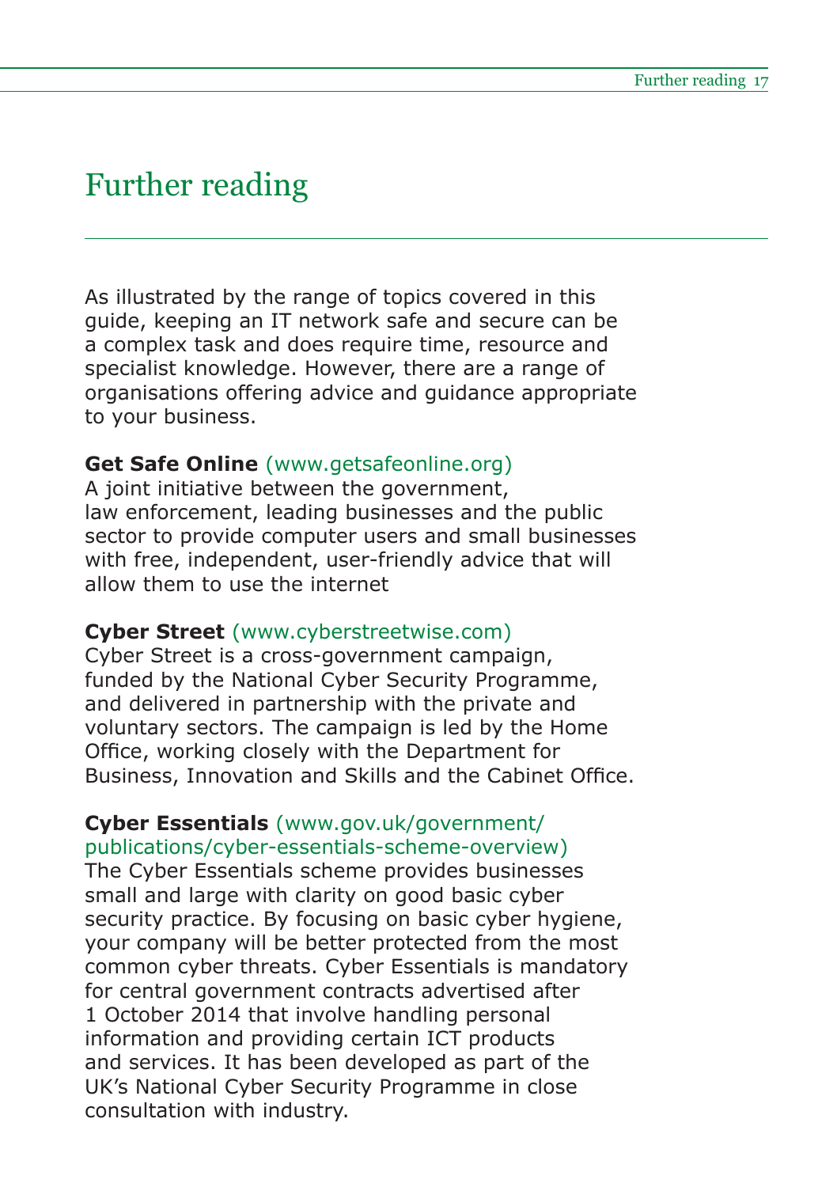# Further reading

As illustrated by the range of topics covered in this guide, keeping an IT network safe and secure can be a complex task and does require time, resource and specialist knowledge. However, there are a range of organisations offering advice and guidance appropriate to your business.

**Get Safe Online** (www.getsafeonline.org)
A joint initiative between the government, law enforcement, leading businesses and the public sector to provide computer users and small businesses with free, independent, user-friendly advice that will allow them to use the internet

**Cyber Street** (www.cyberstreetwise.com)
Cyber Street is a cross-government campaign, funded by the National Cyber Security Programme, and delivered in partnership with the private and voluntary sectors. The campaign is led by the Home Office, working closely with the Department for Business, Innovation and Skills and the Cabinet Office.

**Cyber Essentials** (www.gov.uk/government/publications/cyber-essentials-scheme-overview)
The Cyber Essentials scheme provides businesses small and large with clarity on good basic cyber security practice. By focusing on basic cyber hygiene, your company will be better protected from the most common cyber threats. Cyber Essentials is mandatory for central government contracts advertised after 1 October 2014 that involve handling personal information and providing certain ICT products and services. It has been developed as part of the UK's National Cyber Security Programme in close consultation with industry.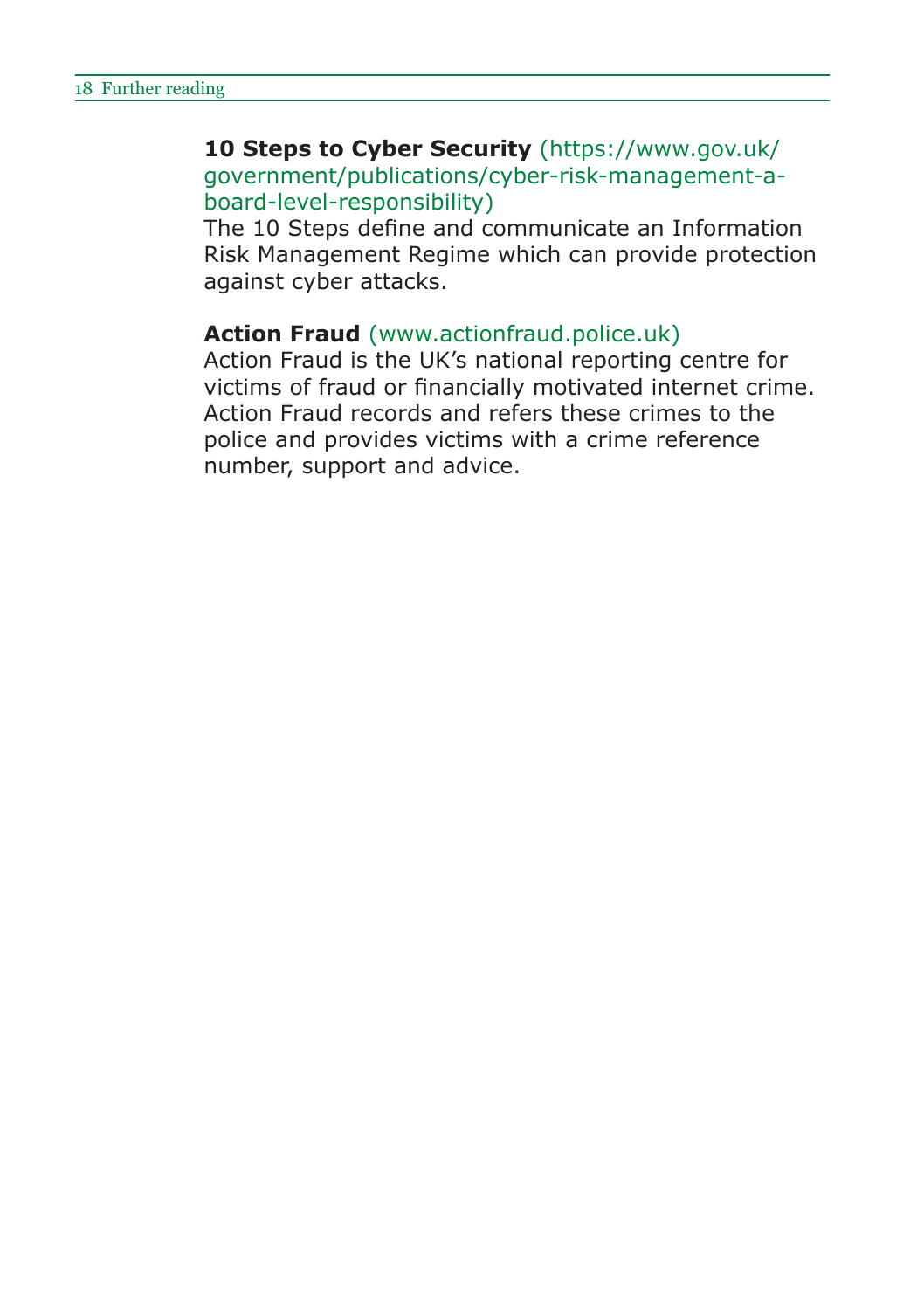**10 Steps to Cyber Security** (https://www.gov.uk/government/publications/cyber-risk-management-a-board-level-responsibility)
The 10 Steps define and communicate an Information Risk Management Regime which can provide protection against cyber attacks.

**Action Fraud** (www.actionfraud.police.uk)
Action Fraud is the UK's national reporting centre for victims of fraud or financially motivated internet crime. Action Fraud records and refers these crimes to the police and provides victims with a crime reference number, support and advice.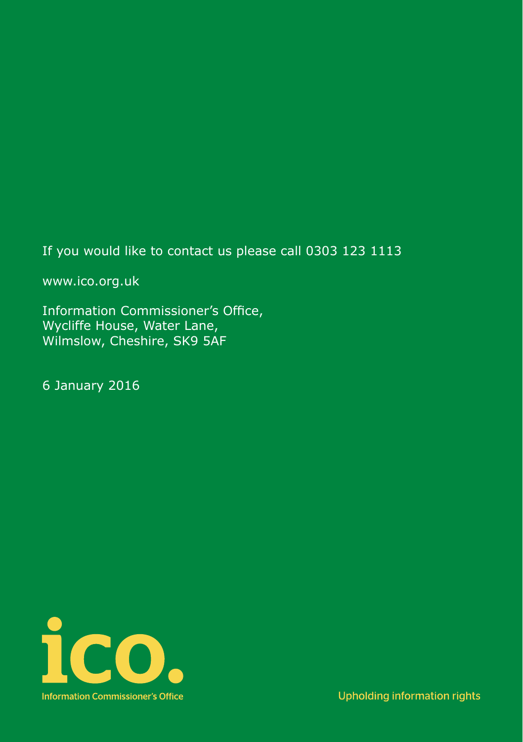If you would like to contact us please call 0303 123 1113

www.ico.org.uk

Information Commissioner's Office,
Wycliffe House, Water Lane,
Wilmslow, Cheshire, SK9 5AF

6 January 2016

ico.

Information Commissioner's Office

Upholding information rights